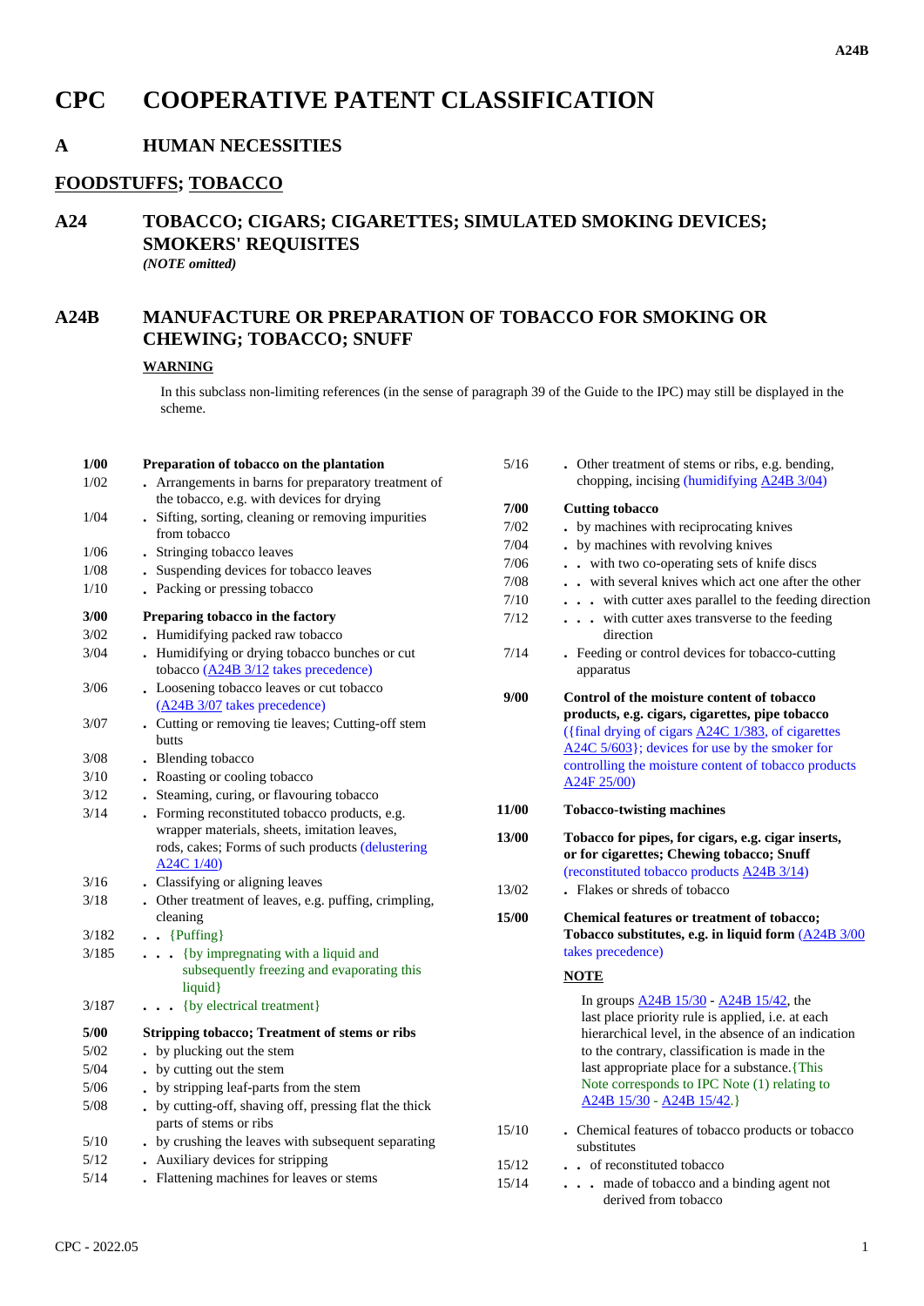# CPC COOPERATIVE PATENT CLASSIFICATION

## A HUMAN NECESSITIES

### FOODSTUFFS; TOBACCO

### A24 TOBACCO; CIGARS; CIGARETTES; SIMULATED SMOKING DEVICES; SMOKERS' REQUISITES

*(NOTE omitted)*

### A24B MANUFACTURE OR PREPARATION OF TOBACCO FOR SMOKING OR CHEWING; TOBACCO; SNUFF

**WARNING**

In this subclass non-limiting references (in the sense of paragraph 39 of the Guide to the IPC) may still be displayed in the scheme.

| | |
|---|---|
| **1/00** | **Preparation of tobacco on the plantation** |
| 1/02 | . Arrangements in barns for preparatory treatment of the tobacco, e.g. with devices for drying |
| 1/04 | . Sifting, sorting, cleaning or removing impurities from tobacco |
| 1/06 | . Stringing tobacco leaves |
| 1/08 | . Suspending devices for tobacco leaves |
| 1/10 | . Packing or pressing tobacco |
| **3/00** | **Preparing tobacco in the factory** |
| 3/02 | . Humidifying packed raw tobacco |
| 3/04 | . Humidifying or drying tobacco bunches or cut tobacco (A24B 3/12 takes precedence) |
| 3/06 | . Loosening tobacco leaves or cut tobacco (A24B 3/07 takes precedence) |
| 3/07 | . Cutting or removing tie leaves; Cutting-off stem butts |
| 3/08 | . Blending tobacco |
| 3/10 | . Roasting or cooling tobacco |
| 3/12 | . Steaming, curing, or flavouring tobacco |
| 3/14 | . Forming reconstituted tobacco products, e.g. wrapper materials, sheets, imitation leaves, rods, cakes; Forms of such products (delustering A24C 1/40) |
| 3/16 | . Classifying or aligning leaves |
| 3/18 | . Other treatment of leaves, e.g. puffing, crimpling, cleaning |
| 3/182 | . . {Puffing} |
| 3/185 | . . . {by impregnating with a liquid and subsequently freezing and evaporating this liquid} |
| 3/187 | . . . {by electrical treatment} |
| **5/00** | **Stripping tobacco; Treatment of stems or ribs** |
| 5/02 | . by plucking out the stem |
| 5/04 | . by cutting out the stem |
| 5/06 | . by stripping leaf-parts from the stem |
| 5/08 | . by cutting-off, shaving off, pressing flat the thick parts of stems or ribs |
| 5/10 | . by crushing the leaves with subsequent separating |
| 5/12 | . Auxiliary devices for stripping |
| 5/14 | . Flattening machines for leaves or stems |
| 5/16 | . Other treatment of stems or ribs, e.g. bending, chopping, incising (humidifying A24B 3/04) |
| **7/00** | **Cutting tobacco** |
| 7/02 | . by machines with reciprocating knives |
| 7/04 | . by machines with revolving knives |
| 7/06 | . . with two co-operating sets of knife discs |
| 7/08 | . . with several knives which act one after the other |
| 7/10 | . . . with cutter axes parallel to the feeding direction |
| 7/12 | . . . with cutter axes transverse to the feeding direction |
| 7/14 | . Feeding or control devices for tobacco-cutting apparatus |
| **9/00** | **Control of the moisture content of tobacco products, e.g. cigars, cigarettes, pipe tobacco** ({final drying of cigars A24C 1/383, of cigarettes A24C 5/603}; devices for use by the smoker for controlling the moisture content of tobacco products A24F 25/00) |
| **11/00** | **Tobacco-twisting machines** |
| **13/00** | **Tobacco for pipes, for cigars, e.g. cigar inserts, or for cigarettes; Chewing tobacco; Snuff** (reconstituted tobacco products A24B 3/14) |
| 13/02 | . Flakes or shreds of tobacco |
| **15/00** | **Chemical features or treatment of tobacco; Tobacco substitutes, e.g. in liquid form** (A24B 3/00 takes precedence) |

**NOTE**

In groups A24B 15/30 - A24B 15/42, the last place priority rule is applied, i.e. at each hierarchical level, in the absence of an indication to the contrary, classification is made in the last appropriate place for a substance.{This Note corresponds to IPC Note (1) relating to A24B 15/30 - A24B 15/42.}

| | |
|---|---|
| 15/10 | . Chemical features of tobacco products or tobacco substitutes |
| 15/12 | . . of reconstituted tobacco |
| 15/14 | . . . made of tobacco and a binding agent not derived from tobacco |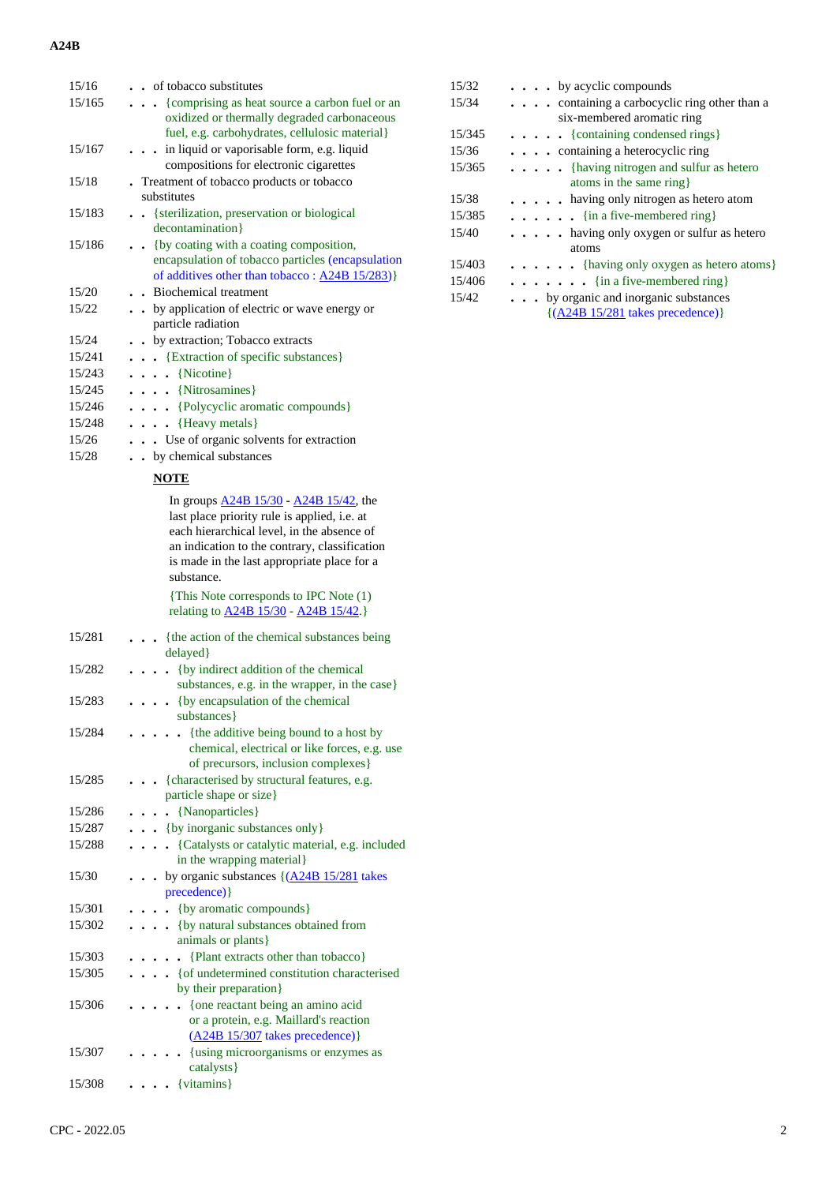15/16 . . of tobacco substitutes

15/165 . . . {comprising as heat source a carbon fuel or an oxidized or thermally degraded carbonaceous fuel, e.g. carbohydrates, cellulosic material}

15/167 . . . in liquid or vaporisable form, e.g. liquid compositions for electronic cigarettes

15/18 . Treatment of tobacco products or tobacco substitutes

15/183 . . {sterilization, preservation or biological decontamination}

15/186 . . {by coating with a coating composition, encapsulation of tobacco particles (encapsulation of additives other than tobacco : A24B 15/283)}

15/20 . . Biochemical treatment

15/22 . . by application of electric or wave energy or particle radiation

15/24 . . by extraction; Tobacco extracts

15/241 . . . {Extraction of specific substances}

15/243 . . . . {Nicotine}

15/245 . . . . {Nitrosamines}

15/246 . . . . {Polycyclic aromatic compounds}

15/248 . . . . {Heavy metals}

15/26 . . . Use of organic solvents for extraction

15/28 . . by chemical substances

**NOTE**

In groups A24B 15/30 - A24B 15/42, the last place priority rule is applied, i.e. at each hierarchical level, in the absence of an indication to the contrary, classification is made in the last appropriate place for a substance.

{This Note corresponds to IPC Note (1) relating to A24B 15/30 - A24B 15/42.}

15/281 . . . {the action of the chemical substances being delayed}

15/282 . . . . {by indirect addition of the chemical substances, e.g. in the wrapper, in the case}

15/283 . . . . {by encapsulation of the chemical substances}

15/284 . . . . . {the additive being bound to a host by chemical, electrical or like forces, e.g. use of precursors, inclusion complexes}

15/285 . . . {characterised by structural features, e.g. particle shape or size}

15/286 . . . . {Nanoparticles}

15/287 . . . {by inorganic substances only}

15/288 . . . . {Catalysts or catalytic material, e.g. included in the wrapping material}

15/30 . . . by organic substances {(A24B 15/281 takes precedence)}

15/301 . . . . {by aromatic compounds}

15/302 . . . . {by natural substances obtained from animals or plants}

15/303 . . . . . {Plant extracts other than tobacco}

15/305 . . . . {of undetermined constitution characterised by their preparation}

15/306 . . . . . {one reactant being an amino acid or a protein, e.g. Maillard's reaction (A24B 15/307 takes precedence)}

15/307 . . . . . {using microorganisms or enzymes as catalysts}

15/308 . . . . {vitamins}

15/32 . . . . by acyclic compounds

15/34 . . . . containing a carbocyclic ring other than a six-membered aromatic ring

15/345 . . . . . {containing condensed rings}

15/36 . . . . containing a heterocyclic ring

15/365 . . . . . {having nitrogen and sulfur as hetero atoms in the same ring}

15/38 . . . . . having only nitrogen as hetero atom

15/385 . . . . . . {in a five-membered ring}

15/40 . . . . . having only oxygen or sulfur as hetero atoms

15/403 . . . . . . {having only oxygen as hetero atoms}

15/406 . . . . . . . {in a five-membered ring}

15/42 . . . by organic and inorganic substances {(A24B 15/281 takes precedence)}